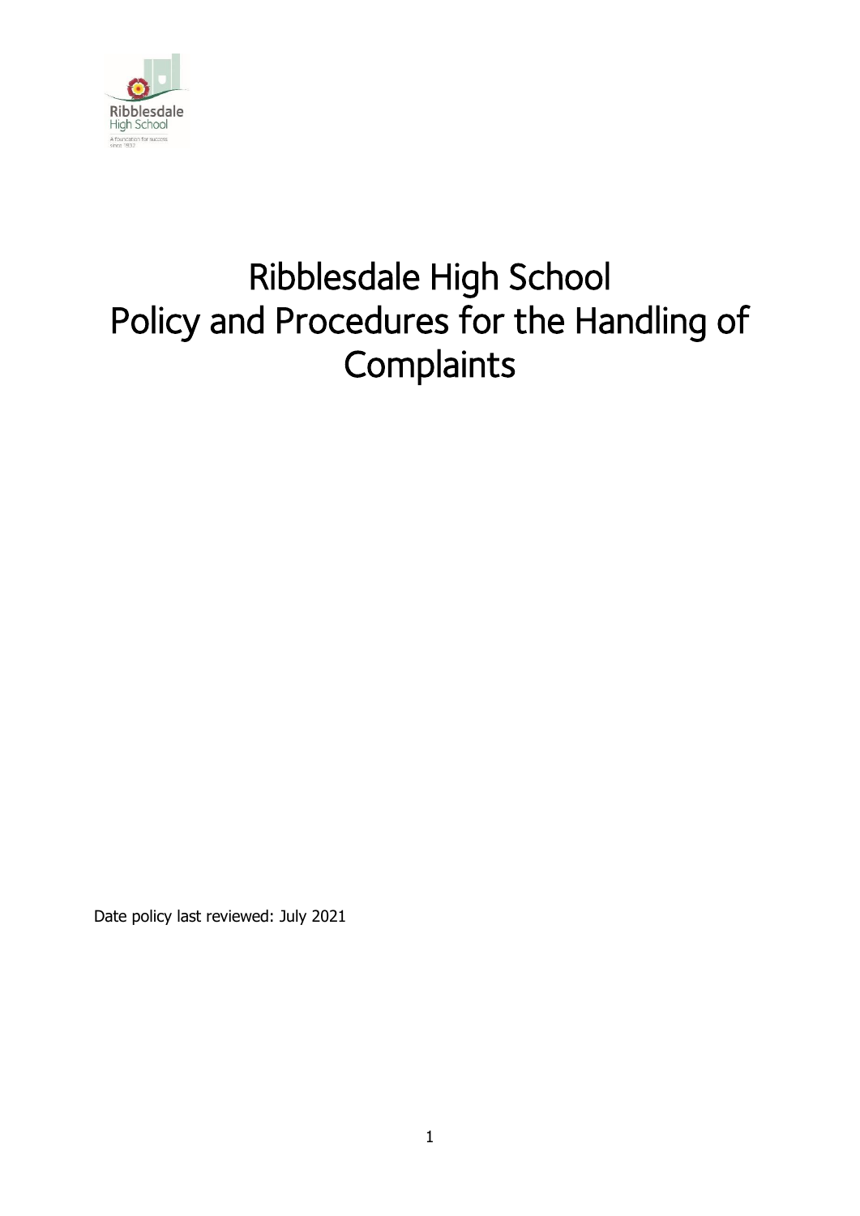# Ribblesdale High School
# Policy and Procedures for the Handling of Complaints

Date policy last reviewed: July 2021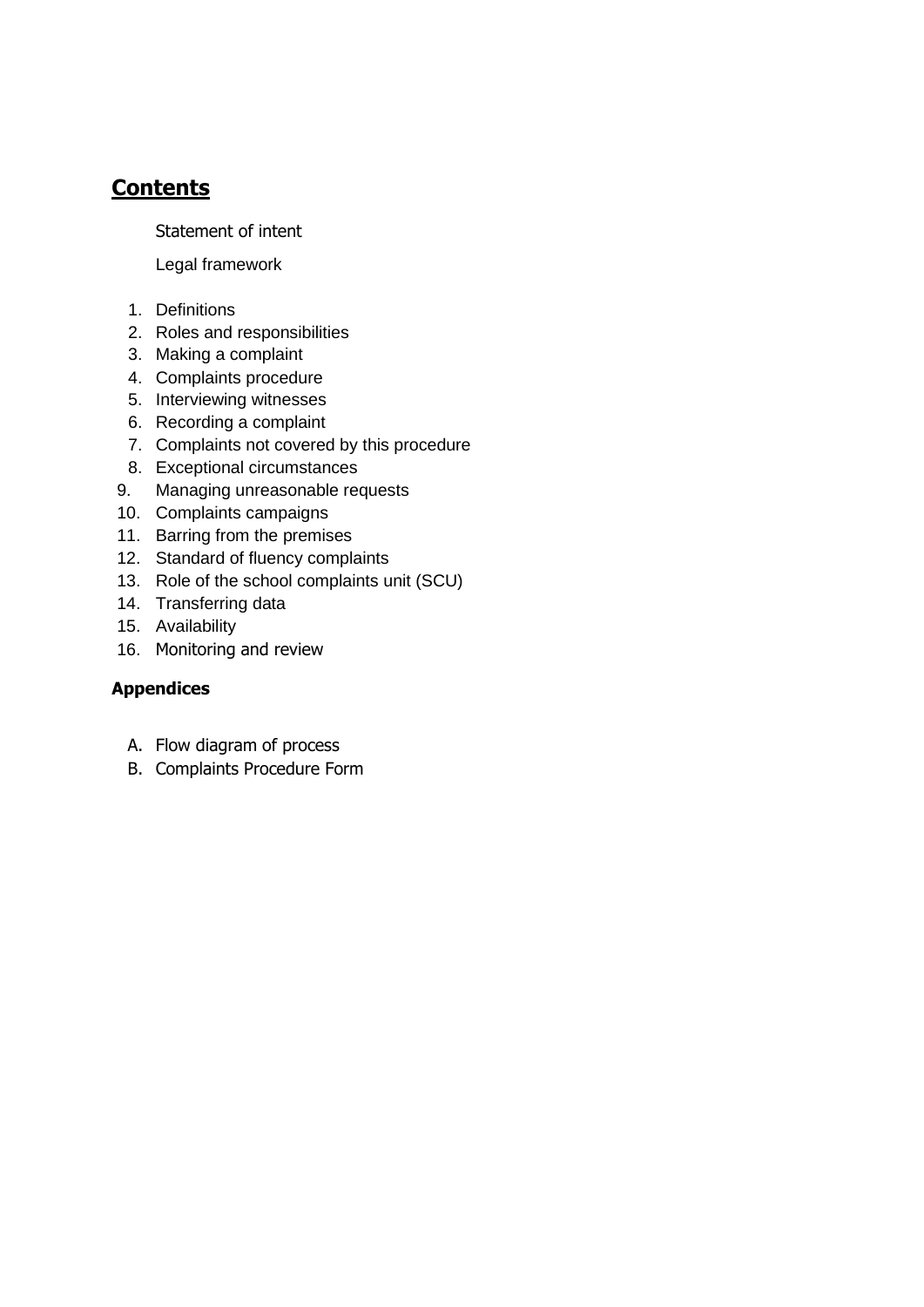# **Contents**

Statement of intent

Legal framework

1. Definitions
2. Roles and responsibilities
3. Making a complaint
4. Complaints procedure
5. Interviewing witnesses
6. Recording a complaint
7. Complaints not covered by this procedure
8. Exceptional circumstances
9. Managing unreasonable requests
10. Complaints campaigns
11. Barring from the premises
12. Standard of fluency complaints
13. Role of the school complaints unit (SCU)
14. Transferring data
15. Availability
16. Monitoring and review

**Appendices**

A. Flow diagram of process
B. Complaints Procedure Form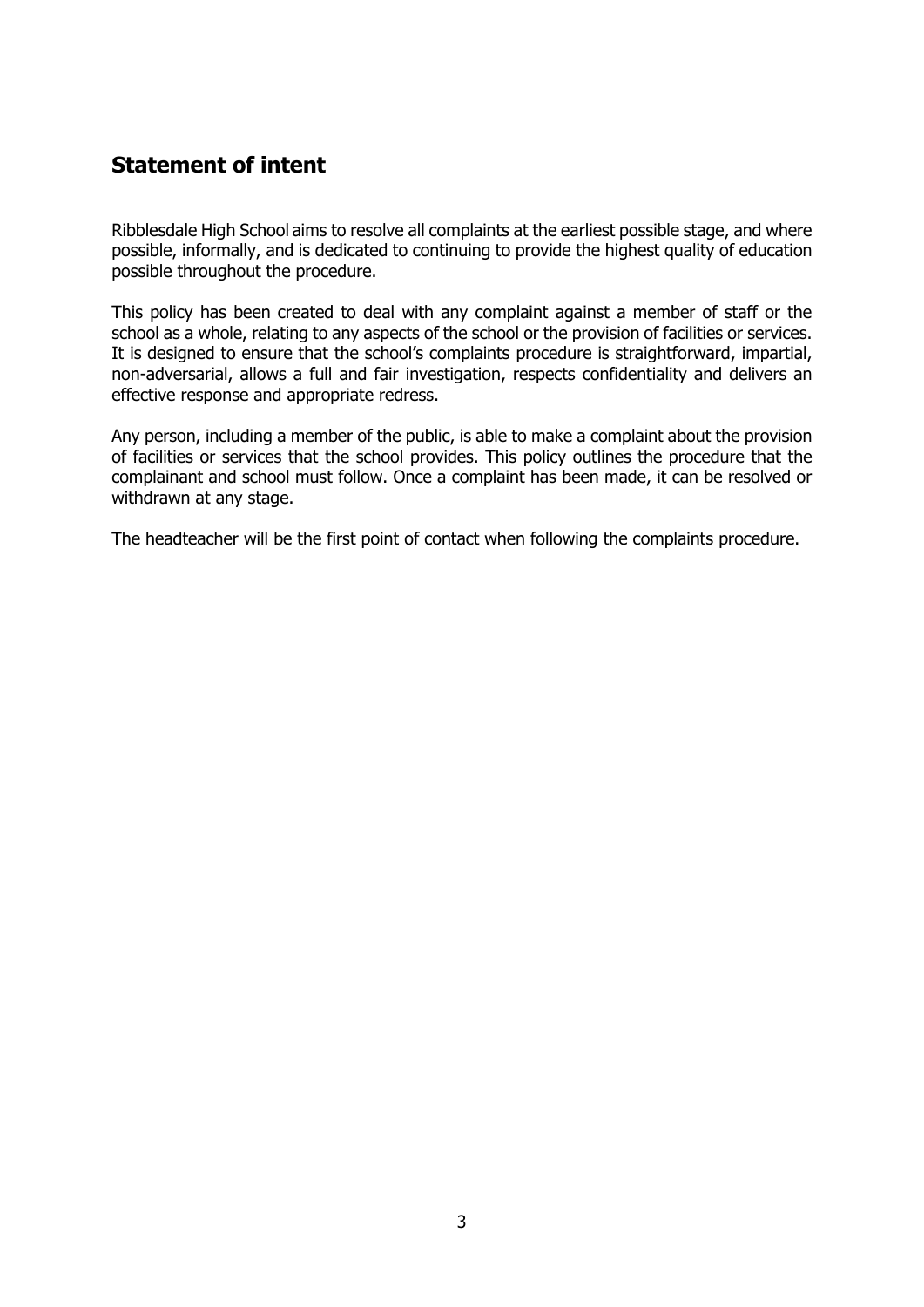## Statement of intent

Ribblesdale High School aims to resolve all complaints at the earliest possible stage, and where possible, informally, and is dedicated to continuing to provide the highest quality of education possible throughout the procedure.

This policy has been created to deal with any complaint against a member of staff or the school as a whole, relating to any aspects of the school or the provision of facilities or services. It is designed to ensure that the school's complaints procedure is straightforward, impartial, non-adversarial, allows a full and fair investigation, respects confidentiality and delivers an effective response and appropriate redress.

Any person, including a member of the public, is able to make a complaint about the provision of facilities or services that the school provides. This policy outlines the procedure that the complainant and school must follow. Once a complaint has been made, it can be resolved or withdrawn at any stage.

The headteacher will be the first point of contact when following the complaints procedure.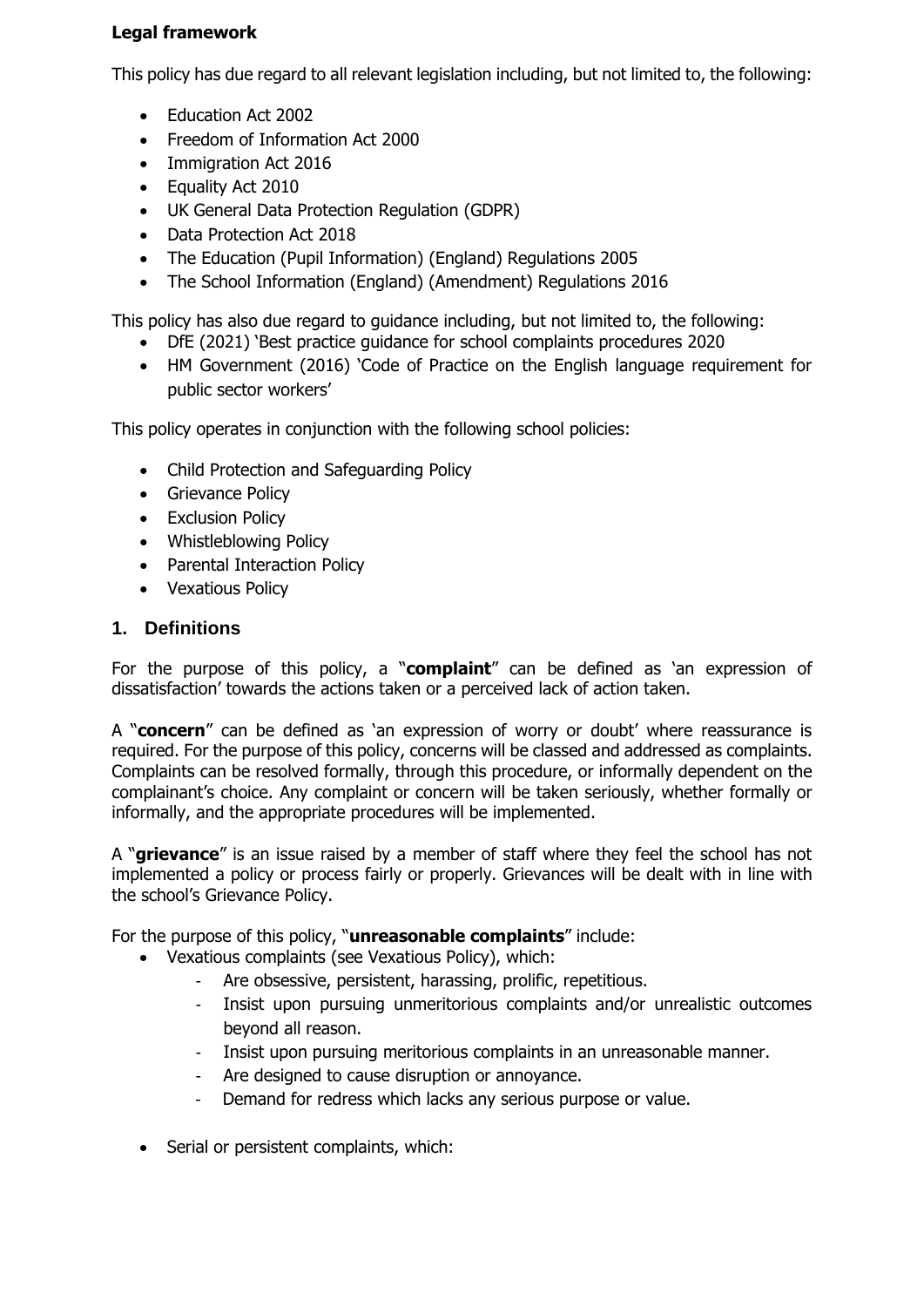**Legal framework**

This policy has due regard to all relevant legislation including, but not limited to, the following:

- Education Act 2002
- Freedom of Information Act 2000
- Immigration Act 2016
- Equality Act 2010
- UK General Data Protection Regulation (GDPR)
- Data Protection Act 2018
- The Education (Pupil Information) (England) Regulations 2005
- The School Information (England) (Amendment) Regulations 2016

This policy has also due regard to guidance including, but not limited to, the following:

- DfE (2021) 'Best practice guidance for school complaints procedures 2020
- HM Government (2016) 'Code of Practice on the English language requirement for public sector workers'

This policy operates in conjunction with the following school policies:

- Child Protection and Safeguarding Policy
- Grievance Policy
- Exclusion Policy
- Whistleblowing Policy
- Parental Interaction Policy
- Vexatious Policy

## 1. Definitions

For the purpose of this policy, a "**complaint**" can be defined as 'an expression of dissatisfaction' towards the actions taken or a perceived lack of action taken.

A "**concern**" can be defined as 'an expression of worry or doubt' where reassurance is required. For the purpose of this policy, concerns will be classed and addressed as complaints. Complaints can be resolved formally, through this procedure, or informally dependent on the complainant's choice. Any complaint or concern will be taken seriously, whether formally or informally, and the appropriate procedures will be implemented.

A "**grievance**" is an issue raised by a member of staff where they feel the school has not implemented a policy or process fairly or properly. Grievances will be dealt with in line with the school's Grievance Policy.

For the purpose of this policy, "**unreasonable complaints**" include:

- Vexatious complaints (see Vexatious Policy), which:
    - Are obsessive, persistent, harassing, prolific, repetitious.
    - Insist upon pursuing unmeritorious complaints and/or unrealistic outcomes beyond all reason.
    - Insist upon pursuing meritorious complaints in an unreasonable manner.
    - Are designed to cause disruption or annoyance.
    - Demand for redress which lacks any serious purpose or value.

- Serial or persistent complaints, which: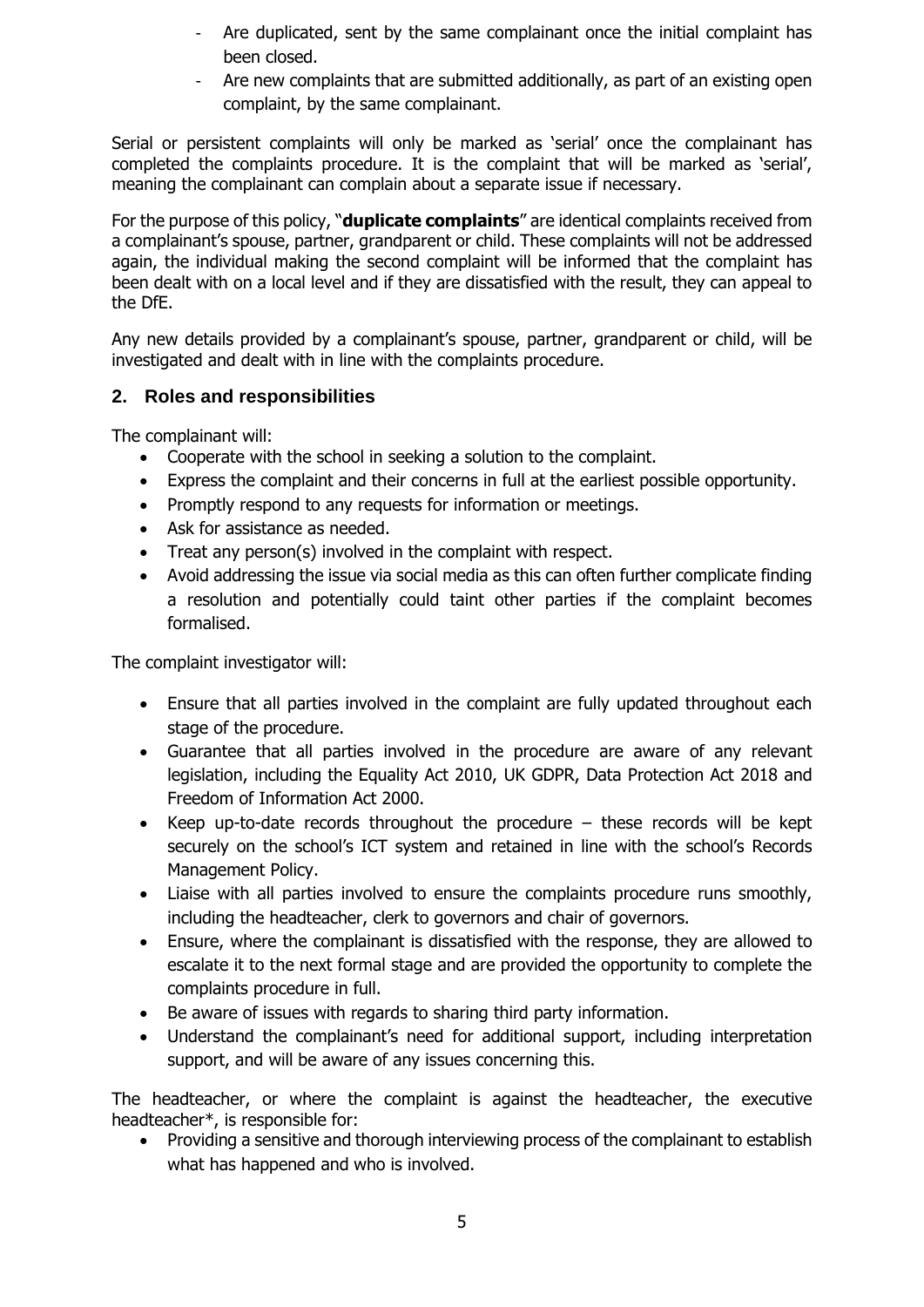- Are duplicated, sent by the same complainant once the initial complaint has been closed.
- Are new complaints that are submitted additionally, as part of an existing open complaint, by the same complainant.

Serial or persistent complaints will only be marked as 'serial' once the complainant has completed the complaints procedure. It is the complaint that will be marked as 'serial', meaning the complainant can complain about a separate issue if necessary.

For the purpose of this policy, "**duplicate complaints**" are identical complaints received from a complainant's spouse, partner, grandparent or child. These complaints will not be addressed again, the individual making the second complaint will be informed that the complaint has been dealt with on a local level and if they are dissatisfied with the result, they can appeal to the DfE.

Any new details provided by a complainant's spouse, partner, grandparent or child, will be investigated and dealt with in line with the complaints procedure.

## 2. Roles and responsibilities

The complainant will:

- Cooperate with the school in seeking a solution to the complaint.
- Express the complaint and their concerns in full at the earliest possible opportunity.
- Promptly respond to any requests for information or meetings.
- Ask for assistance as needed.
- Treat any person(s) involved in the complaint with respect.
- Avoid addressing the issue via social media as this can often further complicate finding a resolution and potentially could taint other parties if the complaint becomes formalised.

The complaint investigator will:

- Ensure that all parties involved in the complaint are fully updated throughout each stage of the procedure.
- Guarantee that all parties involved in the procedure are aware of any relevant legislation, including the Equality Act 2010, UK GDPR, Data Protection Act 2018 and Freedom of Information Act 2000.
- Keep up-to-date records throughout the procedure – these records will be kept securely on the school's ICT system and retained in line with the school's Records Management Policy.
- Liaise with all parties involved to ensure the complaints procedure runs smoothly, including the headteacher, clerk to governors and chair of governors.
- Ensure, where the complainant is dissatisfied with the response, they are allowed to escalate it to the next formal stage and are provided the opportunity to complete the complaints procedure in full.
- Be aware of issues with regards to sharing third party information.
- Understand the complainant's need for additional support, including interpretation support, and will be aware of any issues concerning this.

The headteacher, or where the complaint is against the headteacher, the executive headteacher*, is responsible for:

- Providing a sensitive and thorough interviewing process of the complainant to establish what has happened and who is involved.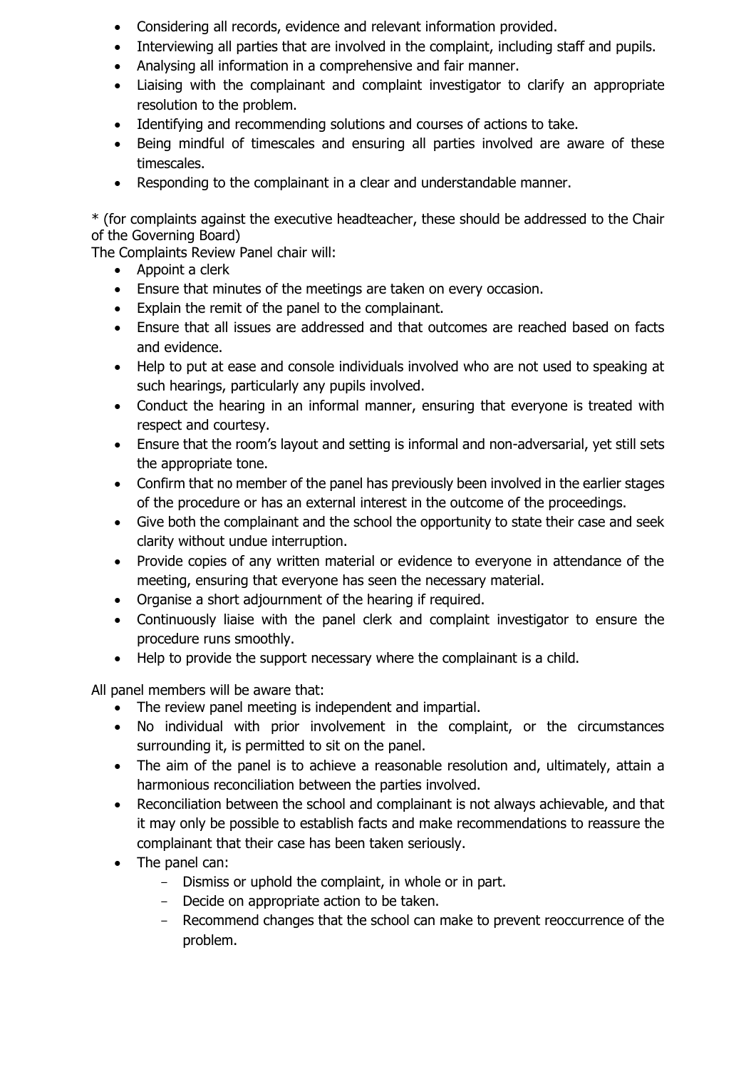- Considering all records, evidence and relevant information provided.
- Interviewing all parties that are involved in the complaint, including staff and pupils.
- Analysing all information in a comprehensive and fair manner.
- Liaising with the complainant and complaint investigator to clarify an appropriate resolution to the problem.
- Identifying and recommending solutions and courses of actions to take.
- Being mindful of timescales and ensuring all parties involved are aware of these timescales.
- Responding to the complainant in a clear and understandable manner.

* (for complaints against the executive headteacher, these should be addressed to the Chair of the Governing Board)

The Complaints Review Panel chair will:

- Appoint a clerk
- Ensure that minutes of the meetings are taken on every occasion.
- Explain the remit of the panel to the complainant.
- Ensure that all issues are addressed and that outcomes are reached based on facts and evidence.
- Help to put at ease and console individuals involved who are not used to speaking at such hearings, particularly any pupils involved.
- Conduct the hearing in an informal manner, ensuring that everyone is treated with respect and courtesy.
- Ensure that the room's layout and setting is informal and non-adversarial, yet still sets the appropriate tone.
- Confirm that no member of the panel has previously been involved in the earlier stages of the procedure or has an external interest in the outcome of the proceedings.
- Give both the complainant and the school the opportunity to state their case and seek clarity without undue interruption.
- Provide copies of any written material or evidence to everyone in attendance of the meeting, ensuring that everyone has seen the necessary material.
- Organise a short adjournment of the hearing if required.
- Continuously liaise with the panel clerk and complaint investigator to ensure the procedure runs smoothly.
- Help to provide the support necessary where the complainant is a child.

All panel members will be aware that:

- The review panel meeting is independent and impartial.
- No individual with prior involvement in the complaint, or the circumstances surrounding it, is permitted to sit on the panel.
- The aim of the panel is to achieve a reasonable resolution and, ultimately, attain a harmonious reconciliation between the parties involved.
- Reconciliation between the school and complainant is not always achievable, and that it may only be possible to establish facts and make recommendations to reassure the complainant that their case has been taken seriously.
- The panel can:
  - Dismiss or uphold the complaint, in whole or in part.
  - Decide on appropriate action to be taken.
  - Recommend changes that the school can make to prevent reoccurrence of the problem.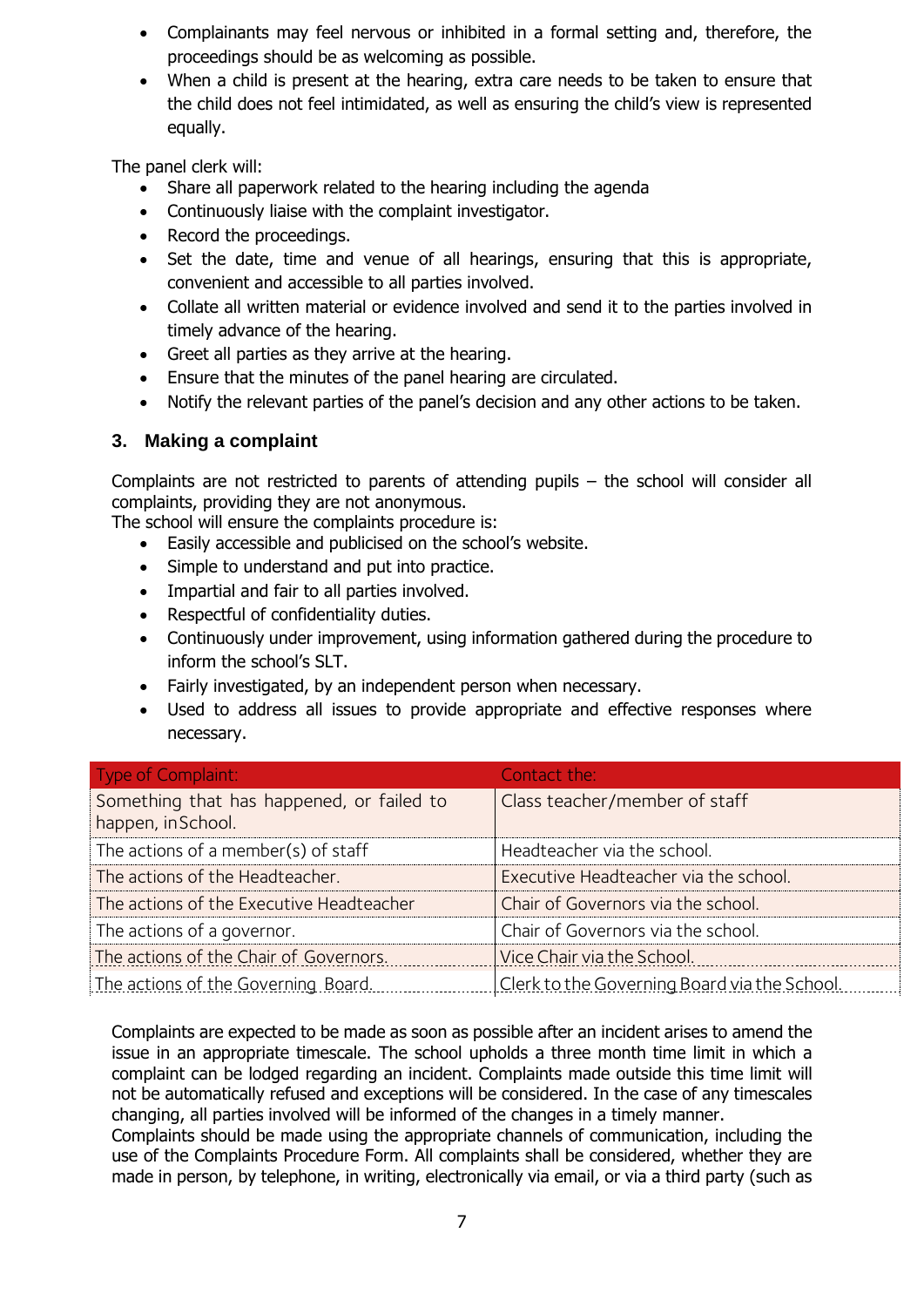- Complainants may feel nervous or inhibited in a formal setting and, therefore, the proceedings should be as welcoming as possible.
- When a child is present at the hearing, extra care needs to be taken to ensure that the child does not feel intimidated, as well as ensuring the child's view is represented equally.

The panel clerk will:

- Share all paperwork related to the hearing including the agenda
- Continuously liaise with the complaint investigator.
- Record the proceedings.
- Set the date, time and venue of all hearings, ensuring that this is appropriate, convenient and accessible to all parties involved.
- Collate all written material or evidence involved and send it to the parties involved in timely advance of the hearing.
- Greet all parties as they arrive at the hearing.
- Ensure that the minutes of the panel hearing are circulated.
- Notify the relevant parties of the panel's decision and any other actions to be taken.

## 3. Making a complaint

Complaints are not restricted to parents of attending pupils – the school will consider all complaints, providing they are not anonymous.
The school will ensure the complaints procedure is:

- Easily accessible and publicised on the school's website.
- Simple to understand and put into practice.
- Impartial and fair to all parties involved.
- Respectful of confidentiality duties.
- Continuously under improvement, using information gathered during the procedure to inform the school's SLT.
- Fairly investigated, by an independent person when necessary.
- Used to address all issues to provide appropriate and effective responses where necessary.

| Type of Complaint: | Contact the: |
|---|---|
| Something that has happened, or failed to happen, in School. | Class teacher/member of staff |
| The actions of a member(s) of staff | Headteacher via the school. |
| The actions of the Headteacher. | Executive Headteacher via the school. |
| The actions of the Executive Headteacher | Chair of Governors via the school. |
| The actions of a governor. | Chair of Governors via the school. |
| The actions of the Chair of Governors. | Vice Chair via the School. |
| The actions of the Governing Board. | Clerk to the Governing Board via the School. |

Complaints are expected to be made as soon as possible after an incident arises to amend the issue in an appropriate timescale. The school upholds a three month time limit in which a complaint can be lodged regarding an incident. Complaints made outside this time limit will not be automatically refused and exceptions will be considered. In the case of any timescales changing, all parties involved will be informed of the changes in a timely manner.
Complaints should be made using the appropriate channels of communication, including the use of the Complaints Procedure Form. All complaints shall be considered, whether they are made in person, by telephone, in writing, electronically via email, or via a third party (such as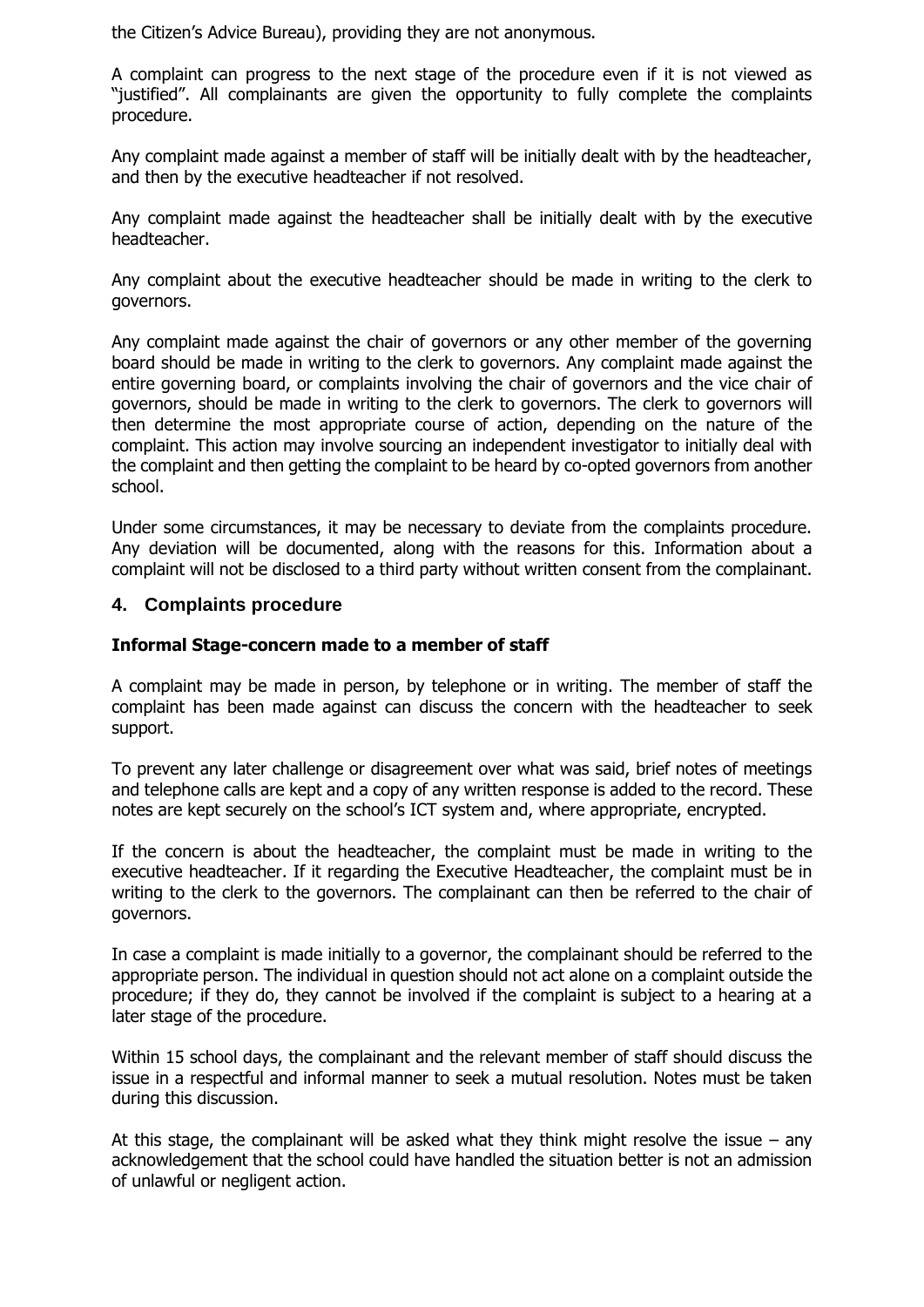the Citizen's Advice Bureau), providing they are not anonymous.

A complaint can progress to the next stage of the procedure even if it is not viewed as "justified". All complainants are given the opportunity to fully complete the complaints procedure.

Any complaint made against a member of staff will be initially dealt with by the headteacher, and then by the executive headteacher if not resolved.

Any complaint made against the headteacher shall be initially dealt with by the executive headteacher.

Any complaint about the executive headteacher should be made in writing to the clerk to governors.

Any complaint made against the chair of governors or any other member of the governing board should be made in writing to the clerk to governors. Any complaint made against the entire governing board, or complaints involving the chair of governors and the vice chair of governors, should be made in writing to the clerk to governors. The clerk to governors will then determine the most appropriate course of action, depending on the nature of the complaint. This action may involve sourcing an independent investigator to initially deal with the complaint and then getting the complaint to be heard by co-opted governors from another school.

Under some circumstances, it may be necessary to deviate from the complaints procedure. Any deviation will be documented, along with the reasons for this. Information about a complaint will not be disclosed to a third party without written consent from the complainant.

## 4. Complaints procedure

### Informal Stage-concern made to a member of staff

A complaint may be made in person, by telephone or in writing. The member of staff the complaint has been made against can discuss the concern with the headteacher to seek support.

To prevent any later challenge or disagreement over what was said, brief notes of meetings and telephone calls are kept and a copy of any written response is added to the record. These notes are kept securely on the school's ICT system and, where appropriate, encrypted.

If the concern is about the headteacher, the complaint must be made in writing to the executive headteacher. If it regarding the Executive Headteacher, the complaint must be in writing to the clerk to the governors. The complainant can then be referred to the chair of governors.

In case a complaint is made initially to a governor, the complainant should be referred to the appropriate person. The individual in question should not act alone on a complaint outside the procedure; if they do, they cannot be involved if the complaint is subject to a hearing at a later stage of the procedure.

Within 15 school days, the complainant and the relevant member of staff should discuss the issue in a respectful and informal manner to seek a mutual resolution. Notes must be taken during this discussion.

At this stage, the complainant will be asked what they think might resolve the issue – any acknowledgement that the school could have handled the situation better is not an admission of unlawful or negligent action.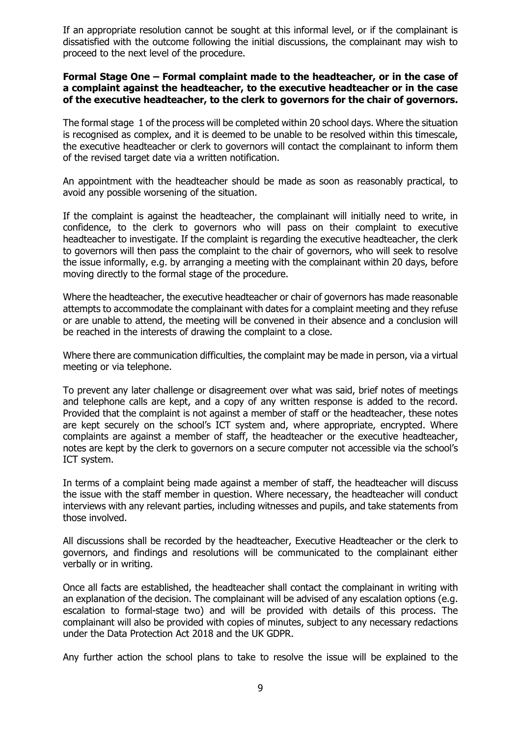If an appropriate resolution cannot be sought at this informal level, or if the complainant is dissatisfied with the outcome following the initial discussions, the complainant may wish to proceed to the next level of the procedure.

**Formal Stage One – Formal complaint made to the headteacher, or in the case of a complaint against the headteacher, to the executive headteacher or in the case of the executive headteacher, to the clerk to governors for the chair of governors.**

The formal stage 1 of the process will be completed within 20 school days. Where the situation is recognised as complex, and it is deemed to be unable to be resolved within this timescale, the executive headteacher or clerk to governors will contact the complainant to inform them of the revised target date via a written notification.

An appointment with the headteacher should be made as soon as reasonably practical, to avoid any possible worsening of the situation.

If the complaint is against the headteacher, the complainant will initially need to write, in confidence, to the clerk to governors who will pass on their complaint to executive headteacher to investigate. If the complaint is regarding the executive headteacher, the clerk to governors will then pass the complaint to the chair of governors, who will seek to resolve the issue informally, e.g. by arranging a meeting with the complainant within 20 days, before moving directly to the formal stage of the procedure.

Where the headteacher, the executive headteacher or chair of governors has made reasonable attempts to accommodate the complainant with dates for a complaint meeting and they refuse or are unable to attend, the meeting will be convened in their absence and a conclusion will be reached in the interests of drawing the complaint to a close.

Where there are communication difficulties, the complaint may be made in person, via a virtual meeting or via telephone.

To prevent any later challenge or disagreement over what was said, brief notes of meetings and telephone calls are kept, and a copy of any written response is added to the record. Provided that the complaint is not against a member of staff or the headteacher, these notes are kept securely on the school's ICT system and, where appropriate, encrypted. Where complaints are against a member of staff, the headteacher or the executive headteacher, notes are kept by the clerk to governors on a secure computer not accessible via the school's ICT system.

In terms of a complaint being made against a member of staff, the headteacher will discuss the issue with the staff member in question. Where necessary, the headteacher will conduct interviews with any relevant parties, including witnesses and pupils, and take statements from those involved.

All discussions shall be recorded by the headteacher, Executive Headteacher or the clerk to governors, and findings and resolutions will be communicated to the complainant either verbally or in writing.

Once all facts are established, the headteacher shall contact the complainant in writing with an explanation of the decision. The complainant will be advised of any escalation options (e.g. escalation to formal-stage two) and will be provided with details of this process. The complainant will also be provided with copies of minutes, subject to any necessary redactions under the Data Protection Act 2018 and the UK GDPR.

Any further action the school plans to take to resolve the issue will be explained to the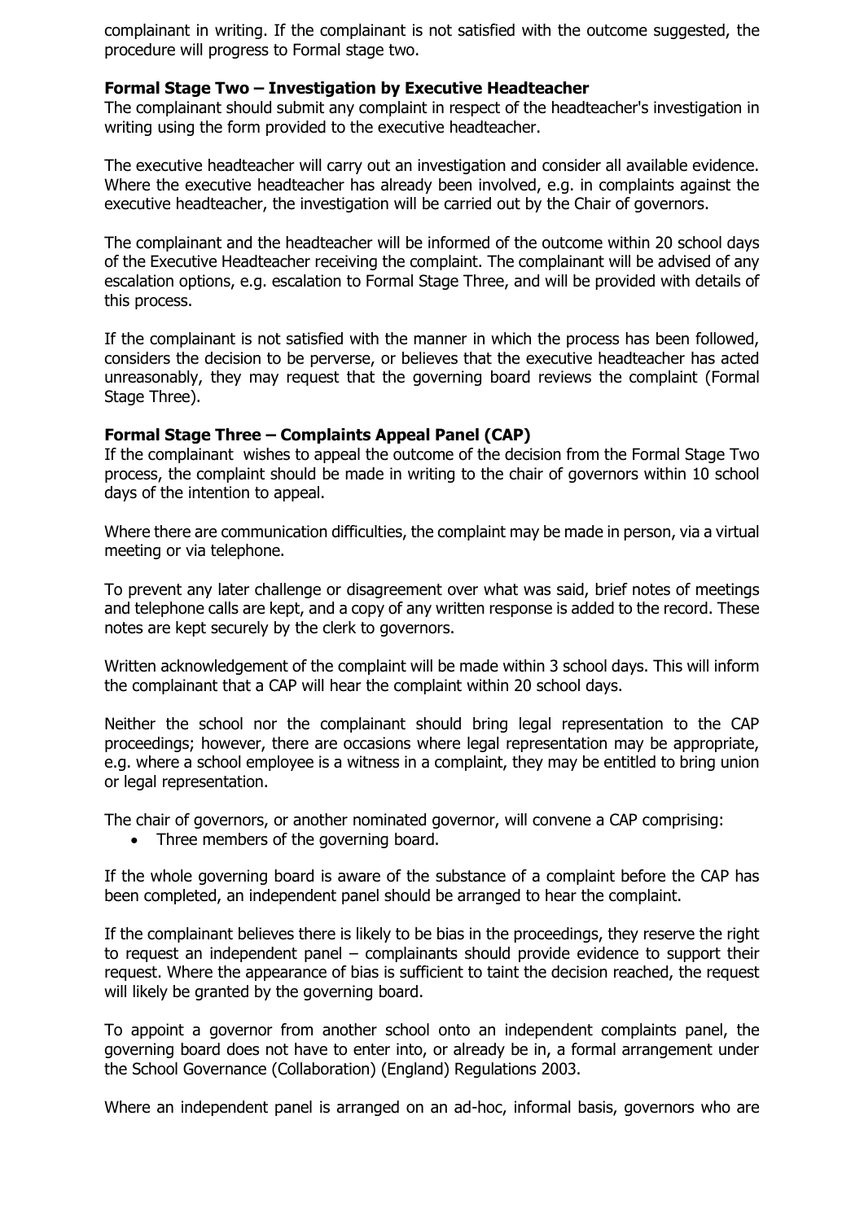complainant in writing. If the complainant is not satisfied with the outcome suggested, the procedure will progress to Formal stage two.

**Formal Stage Two – Investigation by Executive Headteacher**

The complainant should submit any complaint in respect of the headteacher's investigation in writing using the form provided to the executive headteacher.

The executive headteacher will carry out an investigation and consider all available evidence. Where the executive headteacher has already been involved, e.g. in complaints against the executive headteacher, the investigation will be carried out by the Chair of governors.

The complainant and the headteacher will be informed of the outcome within 20 school days of the Executive Headteacher receiving the complaint. The complainant will be advised of any escalation options, e.g. escalation to Formal Stage Three, and will be provided with details of this process.

If the complainant is not satisfied with the manner in which the process has been followed, considers the decision to be perverse, or believes that the executive headteacher has acted unreasonably, they may request that the governing board reviews the complaint (Formal Stage Three).

**Formal Stage Three – Complaints Appeal Panel (CAP)**

If the complainant wishes to appeal the outcome of the decision from the Formal Stage Two process, the complaint should be made in writing to the chair of governors within 10 school days of the intention to appeal.

Where there are communication difficulties, the complaint may be made in person, via a virtual meeting or via telephone.

To prevent any later challenge or disagreement over what was said, brief notes of meetings and telephone calls are kept, and a copy of any written response is added to the record. These notes are kept securely by the clerk to governors.

Written acknowledgement of the complaint will be made within 3 school days. This will inform the complainant that a CAP will hear the complaint within 20 school days.

Neither the school nor the complainant should bring legal representation to the CAP proceedings; however, there are occasions where legal representation may be appropriate, e.g. where a school employee is a witness in a complaint, they may be entitled to bring union or legal representation.

The chair of governors, or another nominated governor, will convene a CAP comprising:

- Three members of the governing board.

If the whole governing board is aware of the substance of a complaint before the CAP has been completed, an independent panel should be arranged to hear the complaint.

If the complainant believes there is likely to be bias in the proceedings, they reserve the right to request an independent panel – complainants should provide evidence to support their request. Where the appearance of bias is sufficient to taint the decision reached, the request will likely be granted by the governing board.

To appoint a governor from another school onto an independent complaints panel, the governing board does not have to enter into, or already be in, a formal arrangement under the School Governance (Collaboration) (England) Regulations 2003.

Where an independent panel is arranged on an ad-hoc, informal basis, governors who are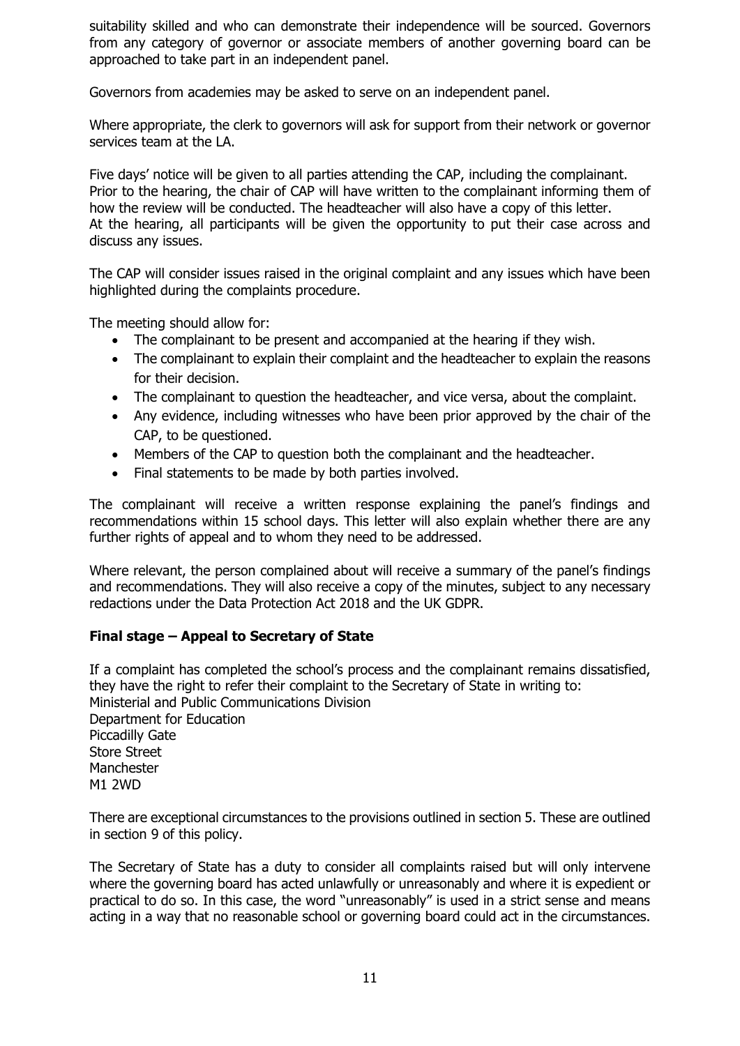suitability skilled and who can demonstrate their independence will be sourced. Governors from any category of governor or associate members of another governing board can be approached to take part in an independent panel.

Governors from academies may be asked to serve on an independent panel.

Where appropriate, the clerk to governors will ask for support from their network or governor services team at the LA.

Five days' notice will be given to all parties attending the CAP, including the complainant. Prior to the hearing, the chair of CAP will have written to the complainant informing them of how the review will be conducted. The headteacher will also have a copy of this letter. At the hearing, all participants will be given the opportunity to put their case across and discuss any issues.

The CAP will consider issues raised in the original complaint and any issues which have been highlighted during the complaints procedure.

The meeting should allow for:

- The complainant to be present and accompanied at the hearing if they wish.
- The complainant to explain their complaint and the headteacher to explain the reasons for their decision.
- The complainant to question the headteacher, and vice versa, about the complaint.
- Any evidence, including witnesses who have been prior approved by the chair of the CAP, to be questioned.
- Members of the CAP to question both the complainant and the headteacher.
- Final statements to be made by both parties involved.

The complainant will receive a written response explaining the panel's findings and recommendations within 15 school days. This letter will also explain whether there are any further rights of appeal and to whom they need to be addressed.

Where relevant, the person complained about will receive a summary of the panel's findings and recommendations. They will also receive a copy of the minutes, subject to any necessary redactions under the Data Protection Act 2018 and the UK GDPR.

**Final stage – Appeal to Secretary of State**

If a complaint has completed the school's process and the complainant remains dissatisfied, they have the right to refer their complaint to the Secretary of State in writing to:
Ministerial and Public Communications Division
Department for Education
Piccadilly Gate
Store Street
Manchester
M1 2WD

There are exceptional circumstances to the provisions outlined in section 5. These are outlined in section 9 of this policy.

The Secretary of State has a duty to consider all complaints raised but will only intervene where the governing board has acted unlawfully or unreasonably and where it is expedient or practical to do so. In this case, the word "unreasonably" is used in a strict sense and means acting in a way that no reasonable school or governing board could act in the circumstances.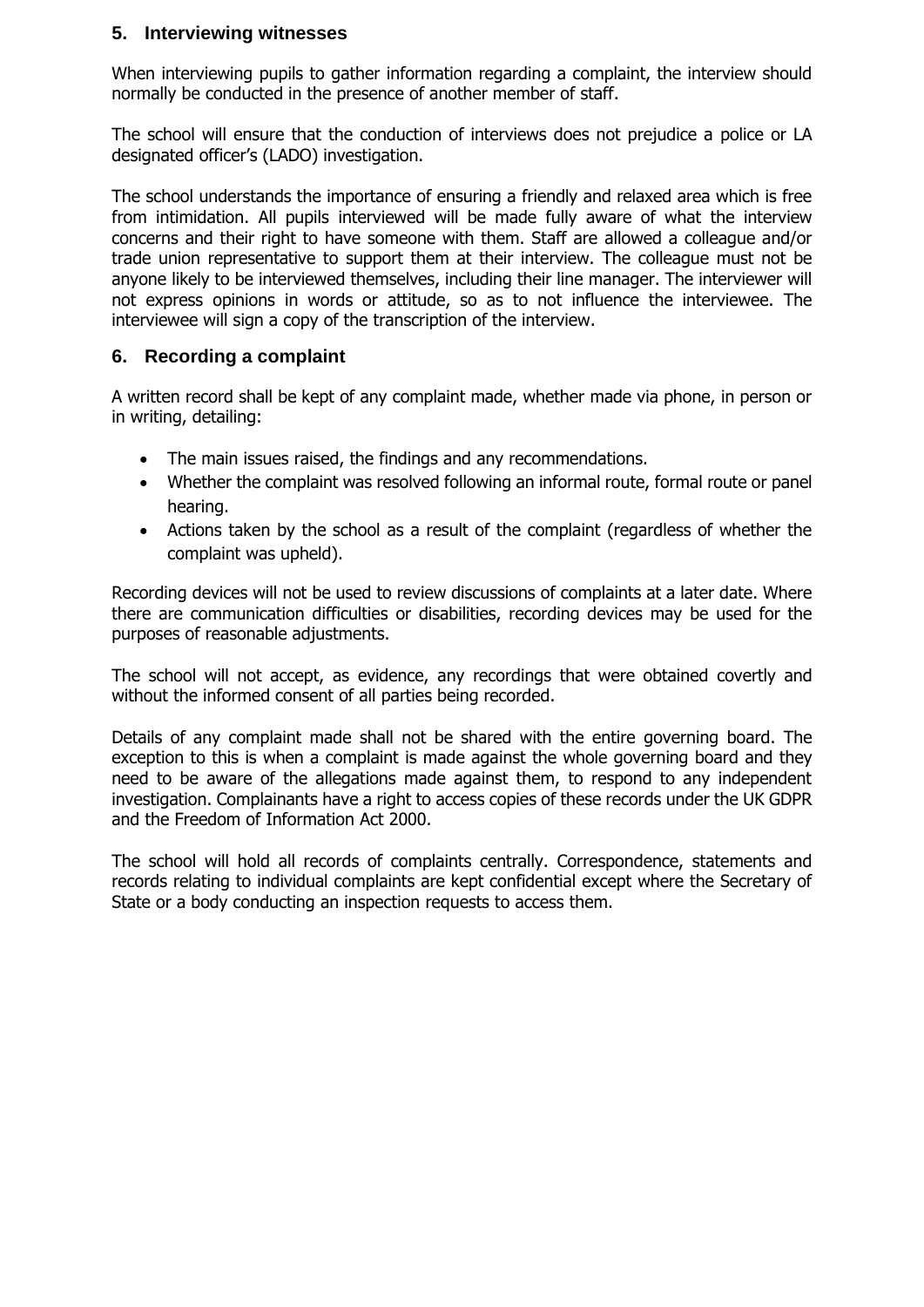## 5. Interviewing witnesses

When interviewing pupils to gather information regarding a complaint, the interview should normally be conducted in the presence of another member of staff.

The school will ensure that the conduction of interviews does not prejudice a police or LA designated officer's (LADO) investigation.

The school understands the importance of ensuring a friendly and relaxed area which is free from intimidation. All pupils interviewed will be made fully aware of what the interview concerns and their right to have someone with them. Staff are allowed a colleague and/or trade union representative to support them at their interview. The colleague must not be anyone likely to be interviewed themselves, including their line manager. The interviewer will not express opinions in words or attitude, so as to not influence the interviewee. The interviewee will sign a copy of the transcription of the interview.

## 6. Recording a complaint

A written record shall be kept of any complaint made, whether made via phone, in person or in writing, detailing:

- The main issues raised, the findings and any recommendations.
- Whether the complaint was resolved following an informal route, formal route or panel hearing.
- Actions taken by the school as a result of the complaint (regardless of whether the complaint was upheld).

Recording devices will not be used to review discussions of complaints at a later date. Where there are communication difficulties or disabilities, recording devices may be used for the purposes of reasonable adjustments.

The school will not accept, as evidence, any recordings that were obtained covertly and without the informed consent of all parties being recorded.

Details of any complaint made shall not be shared with the entire governing board. The exception to this is when a complaint is made against the whole governing board and they need to be aware of the allegations made against them, to respond to any independent investigation. Complainants have a right to access copies of these records under the UK GDPR and the Freedom of Information Act 2000.

The school will hold all records of complaints centrally. Correspondence, statements and records relating to individual complaints are kept confidential except where the Secretary of State or a body conducting an inspection requests to access them.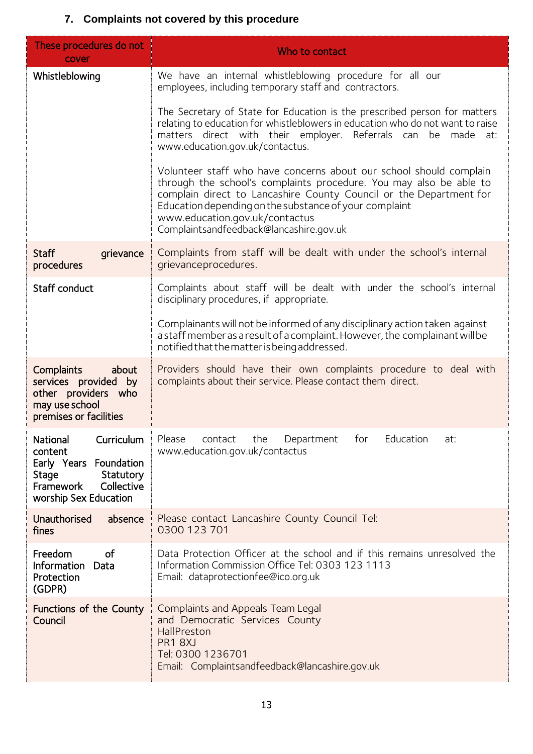## 7. Complaints not covered by this procedure

| These procedures do not cover | Who to contact |
| --- | --- |
| Whistleblowing | We have an internal whistleblowing procedure for all our employees, including temporary staff and contractors.<br><br>The Secretary of State for Education is the prescribed person for matters relating to education for whistleblowers in education who do not want to raise matters direct with their employer. Referrals can be made at: www.education.gov.uk/contactus.<br><br>Volunteer staff who have concerns about our school should complain through the school's complaints procedure. You may also be able to complain direct to Lancashire County Council or the Department for Education depending on the substance of your complaint<br>www.education.gov.uk/contactus<br>Complaintsandfeedback@lancashire.gov.uk |
| Staff grievance procedures | Complaints from staff will be dealt with under the school's internal grievance procedures. |
| Staff conduct | Complaints about staff will be dealt with under the school's internal disciplinary procedures, if appropriate.<br><br>Complainants will not be informed of any disciplinary action taken against a staff member as a result of a complaint. However, the complainant will be notified that the matter is being addressed. |
| Complaints about services provided by other providers who may use school premises or facilities | Providers should have their own complaints procedure to deal with complaints about their service. Please contact them direct. |
| National Curriculum content<br>Early Years Foundation Stage Statutory Framework Collective worship Sex Education | Please contact the Department for Education at: www.education.gov.uk/contactus |
| Unauthorised absence fines | Please contact Lancashire County Council Tel: 0300 123 701 |
| Freedom of Information Data Protection (GDPR) | Data Protection Officer at the school and if this remains unresolved the Information Commission Office Tel: 0303 123 1113<br>Email: dataprotectionfee@ico.org.uk |
| Functions of the County Council | Complaints and Appeals Team Legal and Democratic Services County Hall Preston<br>PR1 8XJ<br>Tel: 0300 1236701<br>Email: Complaintsandfeedback@lancashire.gov.uk |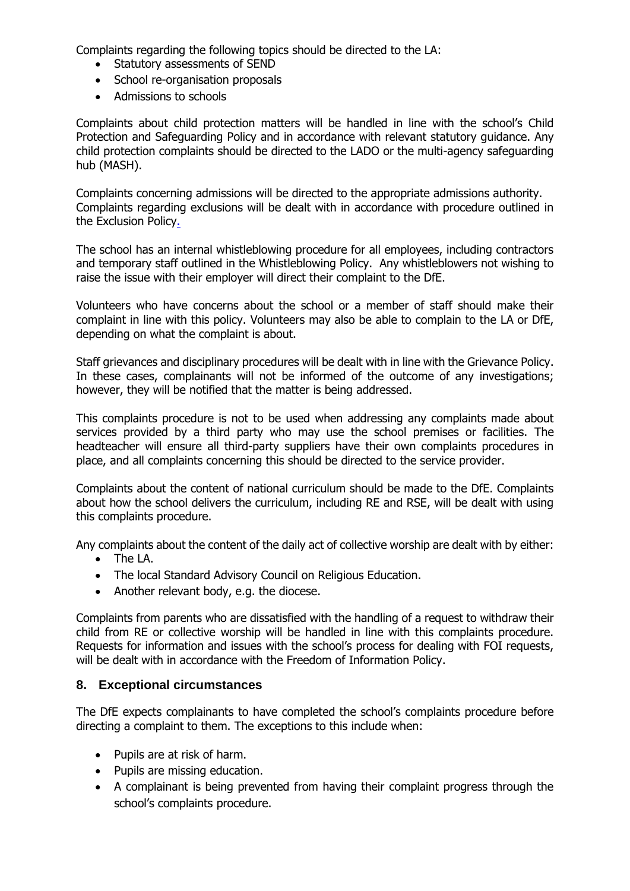Complaints regarding the following topics should be directed to the LA:

- Statutory assessments of SEND
- School re-organisation proposals
- Admissions to schools

Complaints about child protection matters will be handled in line with the school's Child Protection and Safeguarding Policy and in accordance with relevant statutory guidance. Any child protection complaints should be directed to the LADO or the multi-agency safeguarding hub (MASH).

Complaints concerning admissions will be directed to the appropriate admissions authority. Complaints regarding exclusions will be dealt with in accordance with procedure outlined in the Exclusion Policy.

The school has an internal whistleblowing procedure for all employees, including contractors and temporary staff outlined in the Whistleblowing Policy. Any whistleblowers not wishing to raise the issue with their employer will direct their complaint to the DfE.

Volunteers who have concerns about the school or a member of staff should make their complaint in line with this policy. Volunteers may also be able to complain to the LA or DfE, depending on what the complaint is about.

Staff grievances and disciplinary procedures will be dealt with in line with the Grievance Policy. In these cases, complainants will not be informed of the outcome of any investigations; however, they will be notified that the matter is being addressed.

This complaints procedure is not to be used when addressing any complaints made about services provided by a third party who may use the school premises or facilities. The headteacher will ensure all third-party suppliers have their own complaints procedures in place, and all complaints concerning this should be directed to the service provider.

Complaints about the content of national curriculum should be made to the DfE. Complaints about how the school delivers the curriculum, including RE and RSE, will be dealt with using this complaints procedure.

Any complaints about the content of the daily act of collective worship are dealt with by either:

- The LA.
- The local Standard Advisory Council on Religious Education.
- Another relevant body, e.g. the diocese.

Complaints from parents who are dissatisfied with the handling of a request to withdraw their child from RE or collective worship will be handled in line with this complaints procedure. Requests for information and issues with the school's process for dealing with FOI requests, will be dealt with in accordance with the Freedom of Information Policy.

## 8. Exceptional circumstances

The DfE expects complainants to have completed the school's complaints procedure before directing a complaint to them. The exceptions to this include when:

- Pupils are at risk of harm.
- Pupils are missing education.
- A complainant is being prevented from having their complaint progress through the school's complaints procedure.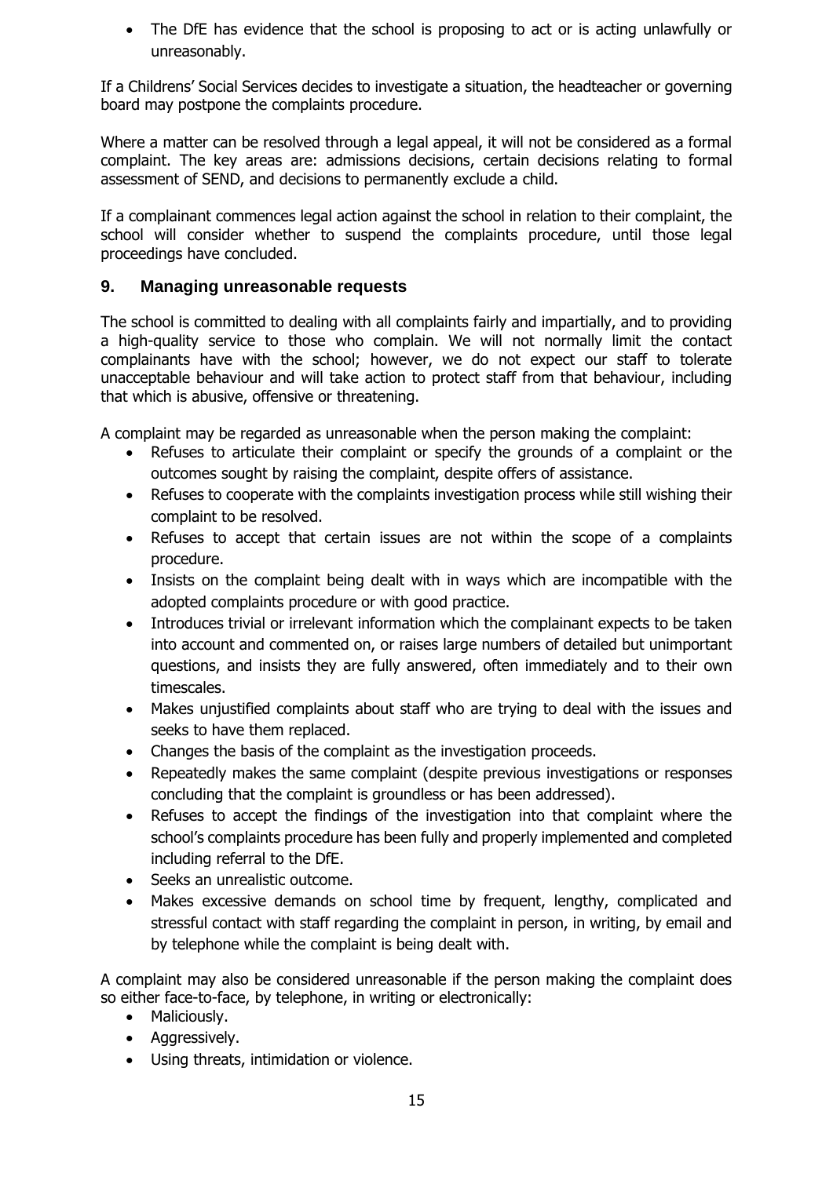- The DfE has evidence that the school is proposing to act or is acting unlawfully or unreasonably.

If a Childrens' Social Services decides to investigate a situation, the headteacher or governing board may postpone the complaints procedure.

Where a matter can be resolved through a legal appeal, it will not be considered as a formal complaint. The key areas are: admissions decisions, certain decisions relating to formal assessment of SEND, and decisions to permanently exclude a child.

If a complainant commences legal action against the school in relation to their complaint, the school will consider whether to suspend the complaints procedure, until those legal proceedings have concluded.

## 9. Managing unreasonable requests

The school is committed to dealing with all complaints fairly and impartially, and to providing a high-quality service to those who complain. We will not normally limit the contact complainants have with the school; however, we do not expect our staff to tolerate unacceptable behaviour and will take action to protect staff from that behaviour, including that which is abusive, offensive or threatening.

A complaint may be regarded as unreasonable when the person making the complaint:

- Refuses to articulate their complaint or specify the grounds of a complaint or the outcomes sought by raising the complaint, despite offers of assistance.
- Refuses to cooperate with the complaints investigation process while still wishing their complaint to be resolved.
- Refuses to accept that certain issues are not within the scope of a complaints procedure.
- Insists on the complaint being dealt with in ways which are incompatible with the adopted complaints procedure or with good practice.
- Introduces trivial or irrelevant information which the complainant expects to be taken into account and commented on, or raises large numbers of detailed but unimportant questions, and insists they are fully answered, often immediately and to their own timescales.
- Makes unjustified complaints about staff who are trying to deal with the issues and seeks to have them replaced.
- Changes the basis of the complaint as the investigation proceeds.
- Repeatedly makes the same complaint (despite previous investigations or responses concluding that the complaint is groundless or has been addressed).
- Refuses to accept the findings of the investigation into that complaint where the school's complaints procedure has been fully and properly implemented and completed including referral to the DfE.
- Seeks an unrealistic outcome.
- Makes excessive demands on school time by frequent, lengthy, complicated and stressful contact with staff regarding the complaint in person, in writing, by email and by telephone while the complaint is being dealt with.

A complaint may also be considered unreasonable if the person making the complaint does so either face-to-face, by telephone, in writing or electronically:

- Maliciously.
- Aggressively.
- Using threats, intimidation or violence.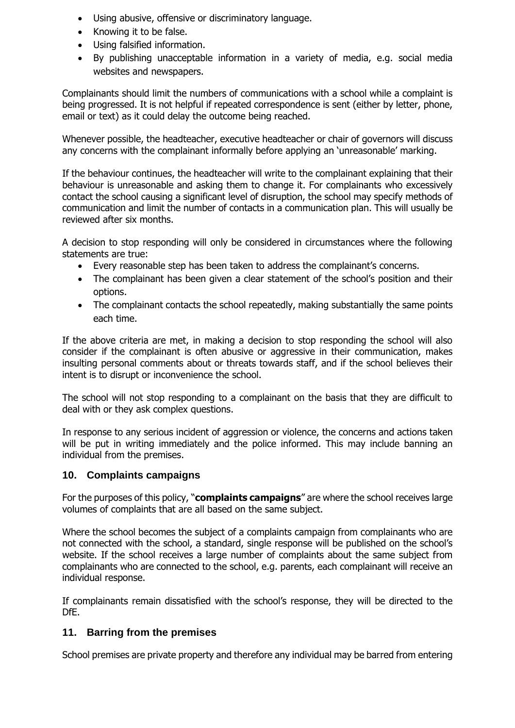- Using abusive, offensive or discriminatory language.
- Knowing it to be false.
- Using falsified information.
- By publishing unacceptable information in a variety of media, e.g. social media websites and newspapers.

Complainants should limit the numbers of communications with a school while a complaint is being progressed. It is not helpful if repeated correspondence is sent (either by letter, phone, email or text) as it could delay the outcome being reached.

Whenever possible, the headteacher, executive headteacher or chair of governors will discuss any concerns with the complainant informally before applying an 'unreasonable' marking.

If the behaviour continues, the headteacher will write to the complainant explaining that their behaviour is unreasonable and asking them to change it. For complainants who excessively contact the school causing a significant level of disruption, the school may specify methods of communication and limit the number of contacts in a communication plan. This will usually be reviewed after six months.

A decision to stop responding will only be considered in circumstances where the following statements are true:

- Every reasonable step has been taken to address the complainant's concerns.
- The complainant has been given a clear statement of the school's position and their options.
- The complainant contacts the school repeatedly, making substantially the same points each time.

If the above criteria are met, in making a decision to stop responding the school will also consider if the complainant is often abusive or aggressive in their communication, makes insulting personal comments about or threats towards staff, and if the school believes their intent is to disrupt or inconvenience the school.

The school will not stop responding to a complainant on the basis that they are difficult to deal with or they ask complex questions.

In response to any serious incident of aggression or violence, the concerns and actions taken will be put in writing immediately and the police informed. This may include banning an individual from the premises.

## 10. Complaints campaigns

For the purposes of this policy, "**complaints campaigns**" are where the school receives large volumes of complaints that are all based on the same subject.

Where the school becomes the subject of a complaints campaign from complainants who are not connected with the school, a standard, single response will be published on the school's website. If the school receives a large number of complaints about the same subject from complainants who are connected to the school, e.g. parents, each complainant will receive an individual response.

If complainants remain dissatisfied with the school's response, they will be directed to the DfE.

## 11. Barring from the premises

School premises are private property and therefore any individual may be barred from entering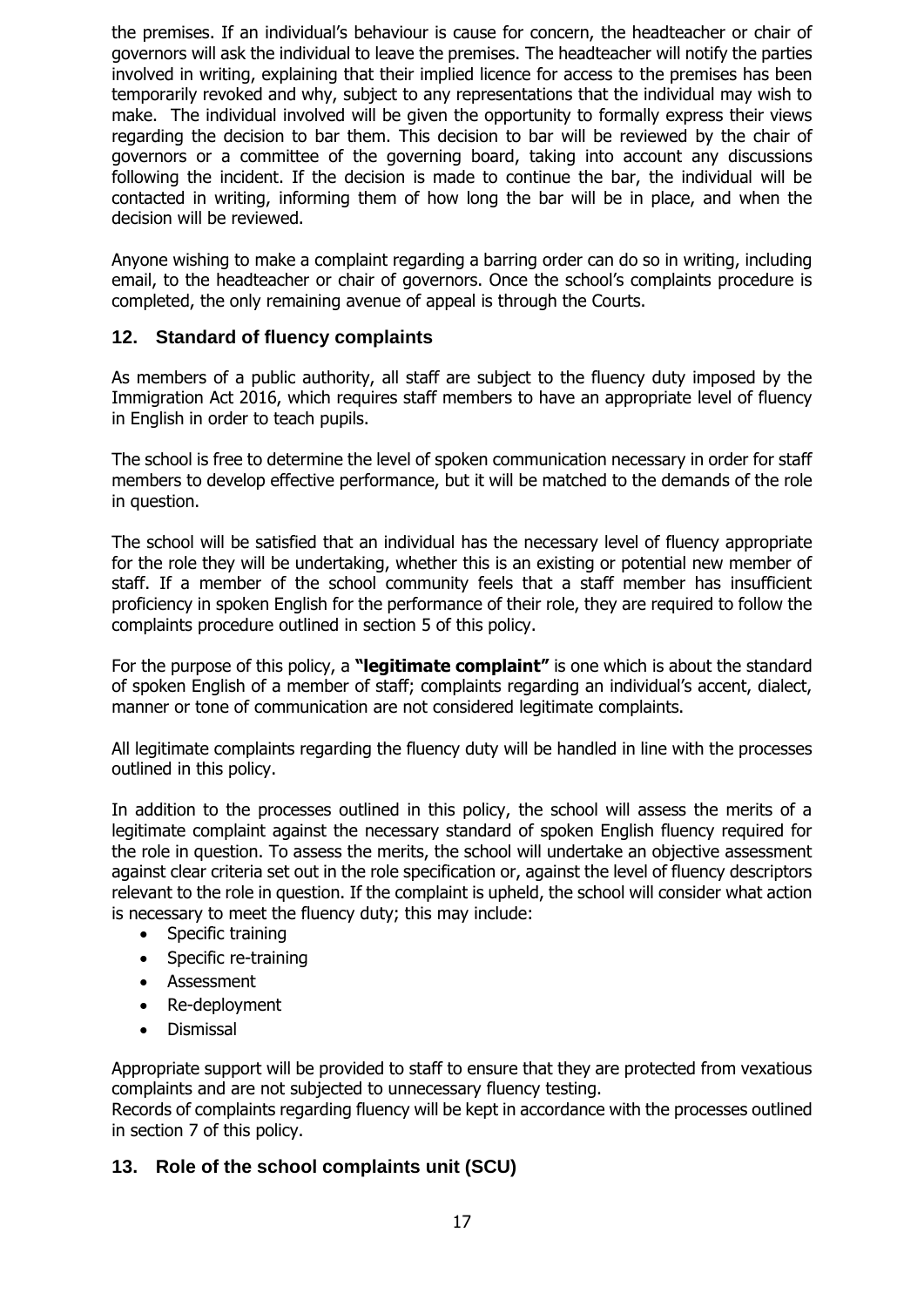the premises. If an individual's behaviour is cause for concern, the headteacher or chair of governors will ask the individual to leave the premises. The headteacher will notify the parties involved in writing, explaining that their implied licence for access to the premises has been temporarily revoked and why, subject to any representations that the individual may wish to make. The individual involved will be given the opportunity to formally express their views regarding the decision to bar them. This decision to bar will be reviewed by the chair of governors or a committee of the governing board, taking into account any discussions following the incident. If the decision is made to continue the bar, the individual will be contacted in writing, informing them of how long the bar will be in place, and when the decision will be reviewed.

Anyone wishing to make a complaint regarding a barring order can do so in writing, including email, to the headteacher or chair of governors. Once the school's complaints procedure is completed, the only remaining avenue of appeal is through the Courts.

## 12. Standard of fluency complaints

As members of a public authority, all staff are subject to the fluency duty imposed by the Immigration Act 2016, which requires staff members to have an appropriate level of fluency in English in order to teach pupils.

The school is free to determine the level of spoken communication necessary in order for staff members to develop effective performance, but it will be matched to the demands of the role in question.

The school will be satisfied that an individual has the necessary level of fluency appropriate for the role they will be undertaking, whether this is an existing or potential new member of staff. If a member of the school community feels that a staff member has insufficient proficiency in spoken English for the performance of their role, they are required to follow the complaints procedure outlined in section 5 of this policy.

For the purpose of this policy, a **"legitimate complaint"** is one which is about the standard of spoken English of a member of staff; complaints regarding an individual's accent, dialect, manner or tone of communication are not considered legitimate complaints.

All legitimate complaints regarding the fluency duty will be handled in line with the processes outlined in this policy.

In addition to the processes outlined in this policy, the school will assess the merits of a legitimate complaint against the necessary standard of spoken English fluency required for the role in question. To assess the merits, the school will undertake an objective assessment against clear criteria set out in the role specification or, against the level of fluency descriptors relevant to the role in question. If the complaint is upheld, the school will consider what action is necessary to meet the fluency duty; this may include:

- Specific training
- Specific re-training
- Assessment
- Re-deployment
- Dismissal

Appropriate support will be provided to staff to ensure that they are protected from vexatious complaints and are not subjected to unnecessary fluency testing.
Records of complaints regarding fluency will be kept in accordance with the processes outlined in section 7 of this policy.

## 13. Role of the school complaints unit (SCU)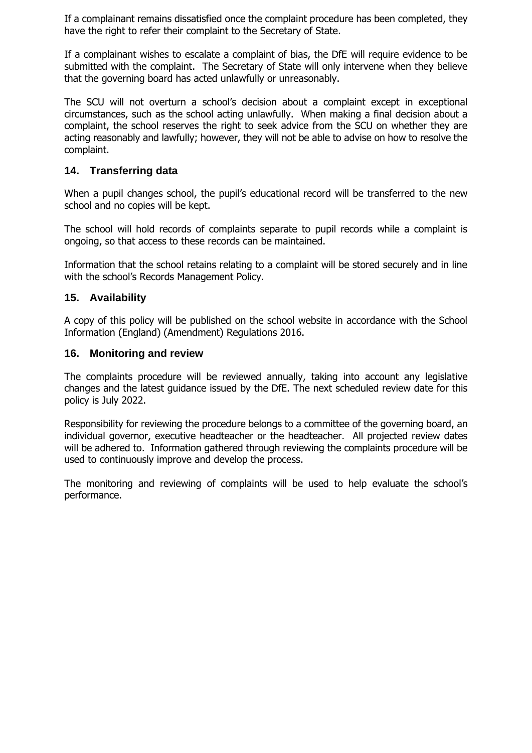If a complainant remains dissatisfied once the complaint procedure has been completed, they have the right to refer their complaint to the Secretary of State.

If a complainant wishes to escalate a complaint of bias, the DfE will require evidence to be submitted with the complaint. The Secretary of State will only intervene when they believe that the governing board has acted unlawfully or unreasonably.

The SCU will not overturn a school's decision about a complaint except in exceptional circumstances, such as the school acting unlawfully. When making a final decision about a complaint, the school reserves the right to seek advice from the SCU on whether they are acting reasonably and lawfully; however, they will not be able to advise on how to resolve the complaint.

## 14. Transferring data

When a pupil changes school, the pupil's educational record will be transferred to the new school and no copies will be kept.

The school will hold records of complaints separate to pupil records while a complaint is ongoing, so that access to these records can be maintained.

Information that the school retains relating to a complaint will be stored securely and in line with the school's Records Management Policy.

## 15. Availability

A copy of this policy will be published on the school website in accordance with the School Information (England) (Amendment) Regulations 2016.

## 16. Monitoring and review

The complaints procedure will be reviewed annually, taking into account any legislative changes and the latest guidance issued by the DfE. The next scheduled review date for this policy is July 2022.

Responsibility for reviewing the procedure belongs to a committee of the governing board, an individual governor, executive headteacher or the headteacher. All projected review dates will be adhered to. Information gathered through reviewing the complaints procedure will be used to continuously improve and develop the process.

The monitoring and reviewing of complaints will be used to help evaluate the school's performance.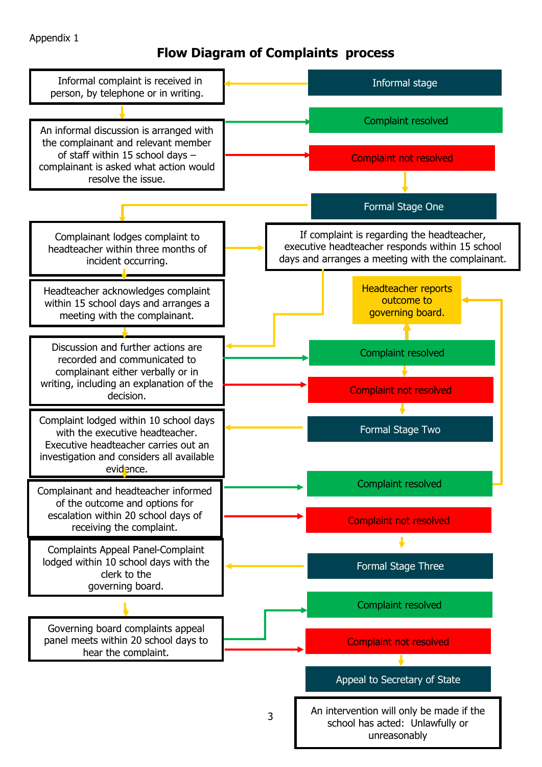Appendix 1

# Flow Diagram of Complaints process

**Informal stage**

- Informal complaint is received in person, by telephone or in writing.
- An informal discussion is arranged with the complainant and relevant member of staff within 15 school days – complainant is asked what action would resolve the issue.
  - Complaint resolved
  - Complaint not resolved

**Formal Stage One**

- Complainant lodges complaint to headteacher within three months of incident occurring.
  - If complaint is regarding the headteacher, executive headteacher responds within 15 school days and arranges a meeting with the complainant.
- Headteacher acknowledges complaint within 15 school days and arranges a meeting with the complainant.
- Discussion and further actions are recorded and communicated to complainant either verbally or in writing, including an explanation of the decision.
  - Complaint resolved → Headteacher reports outcome to governing board.
  - Complaint not resolved

**Formal Stage Two**

- Complaint lodged within 10 school days with the executive headteacher. Executive headteacher carries out an investigation and considers all available evidence.
- Complainant and headteacher informed of the outcome and options for escalation within 20 school days of receiving the complaint.
  - Complaint resolved → Headteacher reports outcome to governing board.
  - Complaint not resolved

**Formal Stage Three**

- Complaints Appeal Panel-Complaint lodged within 10 school days with the clerk to the governing board.
- Governing board complaints appeal panel meets within 20 school days to hear the complaint.
  - Complaint resolved
  - Complaint not resolved

**Appeal to Secretary of State**

- An intervention will only be made if the school has acted: Unlawfully or unreasonably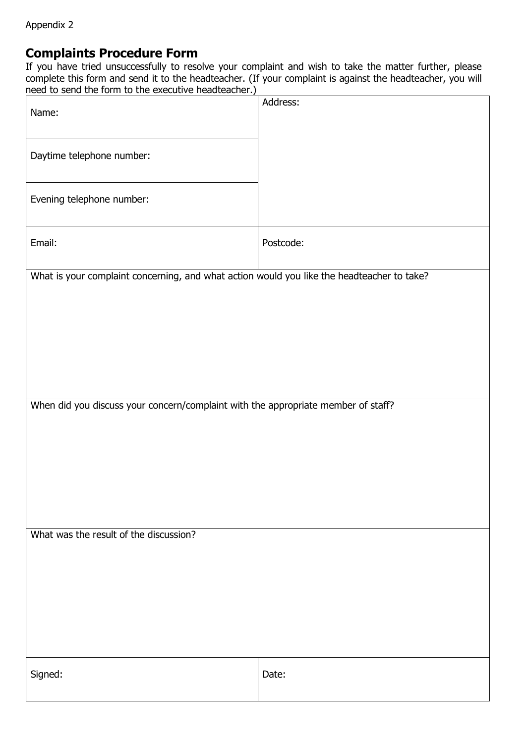Appendix 2

## Complaints Procedure Form

If you have tried unsuccessfully to resolve your complaint and wish to take the matter further, please complete this form and send it to the headteacher. (If your complaint is against the headteacher, you will need to send the form to the executive headteacher.)

| | |
|---|---|
| Name: | Address: |
| Daytime telephone number: | |
| Evening telephone number: | |
| Email: | Postcode: |
| What is your complaint concerning, and what action would you like the headteacher to take? | |
| When did you discuss your concern/complaint with the appropriate member of staff? | |
| What was the result of the discussion? | |
| Signed: | Date: |